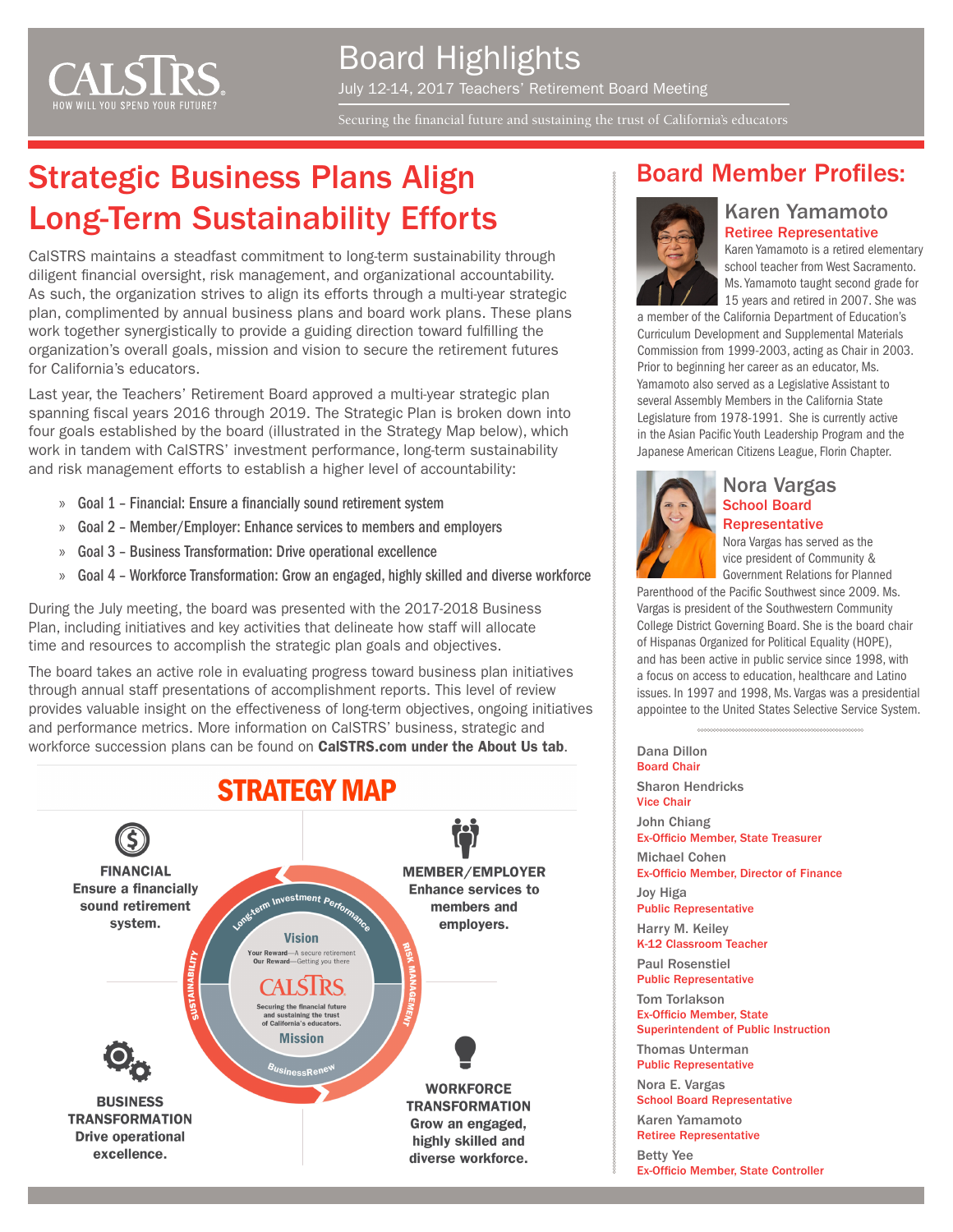# Board Highlights

July 12-14, 2017 Teachers' Retirement Board Meeting

Securing the financial future and sustaining the trust of California's educators

## Strategic Business Plans Align Long-Term Sustainability Efforts

CalSTRS maintains a steadfast commitment to long-term sustainability through diligent financial oversight, risk management, and organizational accountability. As such, the organization strives to align its efforts through a multi-year strategic plan, complimented by annual business plans and board work plans. These plans work together synergistically to provide a guiding direction toward fulfilling the organization's overall goals, mission and vision to secure the retirement futures for California's educators.

Last year, the Teachers' Retirement Board approved a multi-year strategic plan spanning fiscal years 2016 through 2019. The Strategic Plan is broken down into four goals established by the board (illustrated in the Strategy Map below), which work in tandem with CalSTRS' investment performance, long-term sustainability and risk management efforts to establish a higher level of accountability:

- Goal 1 – Financial: Ensure a financially sound retirement system
- Goal 2 – Member/Employer: Enhance services to members and employers
- Goal 3 – Business Transformation: Drive operational excellence
- Goal 4 – Workforce Transformation: Grow an engaged, highly skilled and diverse workforce

During the July meeting, the board was presented with the 2017-2018 Business Plan, including initiatives and key activities that delineate how staff will allocate time and resources to accomplish the strategic plan goals and objectives.

The board takes an active role in evaluating progress toward business plan initiatives through annual staff presentations of accomplishment reports. This level of review provides valuable insight on the effectiveness of long-term objectives, ongoing initiatives and performance metrics. More information on CalSTRS' business, strategic and workforce succession plans can be found on **CalSTRS.com under the About Us tab**.

### STRATEGY MAP

**FINANCIAL**
**Ensure a financially sound retirement system.**

**MEMBER/EMPLOYER**
**Enhance services to members and employers.**

**BUSINESS TRANSFORMATION**
**Drive operational excellence.**

**WORKFORCE TRANSFORMATION**
**Grow an engaged, highly skilled and diverse workforce.**

Long-term Investment Performance — Risk Management — BusinessRenew — Sustainability

Vision
Your Reward—A secure retirement
Our Reward—Getting you there

CalSTRS

Securing the financial future and sustaining the trust of California's educators.
Mission

## Board Member Profiles:

### Karen Yamamoto
**Retiree Representative**

Karen Yamamoto is a retired elementary school teacher from West Sacramento. Ms. Yamamoto taught second grade for 15 years and retired in 2007. She was a member of the California Department of Education's Curriculum Development and Supplemental Materials Commission from 1999-2003, acting as Chair in 2003. Prior to beginning her career as an educator, Ms. Yamamoto also served as a Legislative Assistant to several Assembly Members in the California State Legislature from 1978-1991. She is currently active in the Asian Pacific Youth Leadership Program and the Japanese American Citizens League, Florin Chapter.

### Nora Vargas
**School Board Representative**

Nora Vargas has served as the vice president of Community & Government Relations for Planned Parenthood of the Pacific Southwest since 2009. Ms. Vargas is president of the Southwestern Community College District Governing Board. She is the board chair of Hispanas Organized for Political Equality (HOPE), and has been active in public service since 1998, with a focus on access to education, healthcare and Latino issues. In 1997 and 1998, Ms. Vargas was a presidential appointee to the United States Selective Service System.

Dana Dillon
Board Chair

Sharon Hendricks
Vice Chair

John Chiang
Ex-Officio Member, State Treasurer

Michael Cohen
Ex-Officio Member, Director of Finance

Joy Higa
Public Representative

Harry M. Keiley
K-12 Classroom Teacher

Paul Rosenstiel
Public Representative

Tom Torlakson
Ex-Officio Member, State Superintendent of Public Instruction

Thomas Unterman
Public Representative

Nora E. Vargas
School Board Representative

Karen Yamamoto
Retiree Representative

Betty Yee
Ex-Officio Member, State Controller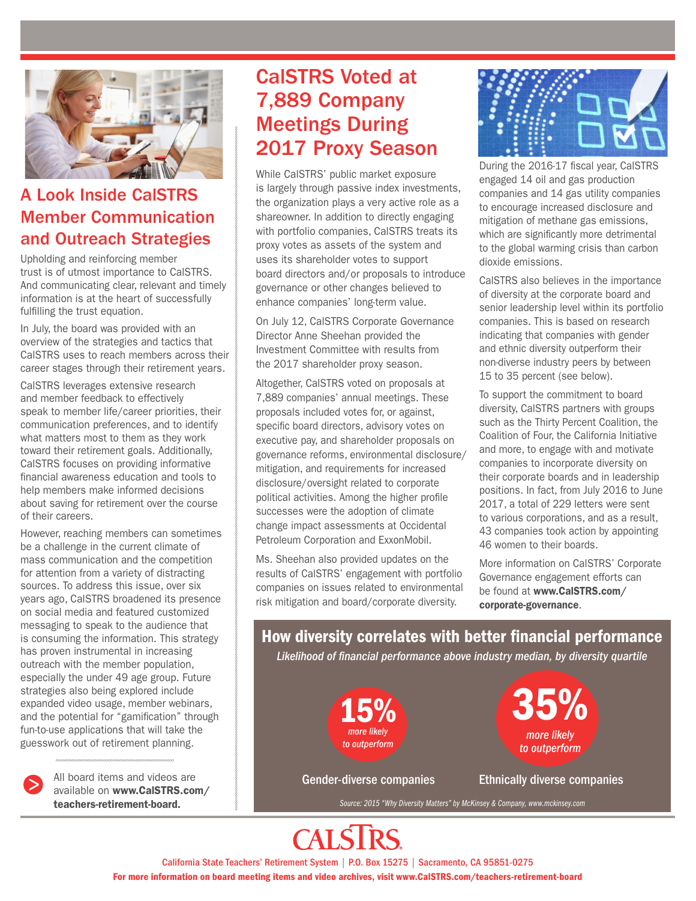## A Look Inside CalSTRS Member Communication and Outreach Strategies

Upholding and reinforcing member trust is of utmost importance to CalSTRS. And communicating clear, relevant and timely information is at the heart of successfully fulfilling the trust equation.

In July, the board was provided with an overview of the strategies and tactics that CalSTRS uses to reach members across their career stages through their retirement years.

CalSTRS leverages extensive research and member feedback to effectively speak to member life/career priorities, their communication preferences, and to identify what matters most to them as they work toward their retirement goals. Additionally, CalSTRS focuses on providing informative financial awareness education and tools to help members make informed decisions about saving for retirement over the course of their careers.

However, reaching members can sometimes be a challenge in the current climate of mass communication and the competition for attention from a variety of distracting sources. To address this issue, over six years ago, CalSTRS broadened its presence on social media and featured customized messaging to speak to the audience that is consuming the information. This strategy has proven instrumental in increasing outreach with the member population, especially the under 49 age group. Future strategies also being explored include expanded video usage, member webinars, and the potential for "gamification" through fun-to-use applications that will take the guesswork out of retirement planning.

All board items and videos are available on **www.CalSTRS.com/teachers-retirement-board.**

## CalSTRS Voted at 7,889 Company Meetings During 2017 Proxy Season

While CalSTRS' public market exposure is largely through passive index investments, the organization plays a very active role as a shareowner. In addition to directly engaging with portfolio companies, CalSTRS treats its proxy votes as assets of the system and uses its shareholder votes to support board directors and/or proposals to introduce governance or other changes believed to enhance companies' long-term value.

On July 12, CalSTRS Corporate Governance Director Anne Sheehan provided the Investment Committee with results from the 2017 shareholder proxy season.

Altogether, CalSTRS voted on proposals at 7,889 companies' annual meetings. These proposals included votes for, or against, specific board directors, advisory votes on executive pay, and shareholder proposals on governance reforms, environmental disclosure/mitigation, and requirements for increased disclosure/oversight related to corporate political activities. Among the higher profile successes were the adoption of climate change impact assessments at Occidental Petroleum Corporation and ExxonMobil.

Ms. Sheehan also provided updates on the results of CalSTRS' engagement with portfolio companies on issues related to environmental risk mitigation and board/corporate diversity.

During the 2016-17 fiscal year, CalSTRS engaged 14 oil and gas production companies and 14 gas utility companies to encourage increased disclosure and mitigation of methane gas emissions, which are significantly more detrimental to the global warming crisis than carbon dioxide emissions.

CalSTRS also believes in the importance of diversity at the corporate board and senior leadership level within its portfolio companies. This is based on research indicating that companies with gender and ethnic diversity outperform their non-diverse industry peers by between 15 to 35 percent (see below).

To support the commitment to board diversity, CalSTRS partners with groups such as the Thirty Percent Coalition, the Coalition of Four, the California Initiative and more, to engage with and motivate companies to incorporate diversity on their corporate boards and in leadership positions. In fact, from July 2016 to June 2017, a total of 229 letters were sent to various corporations, and as a result, 43 companies took action by appointing 46 women to their boards.

More information on CalSTRS' Corporate Governance engagement efforts can be found at **www.CalSTRS.com/corporate-governance**.

### How diversity correlates with better financial performance

*Likelihood of financial performance above industry median, by diversity quartile*

**15%** *more likely to outperform*

Gender-diverse companies

**35%** *more likely to outperform*

Ethnically diverse companies

*Source: 2015 "Why Diversity Matters" by McKinsey & Company, www.mckinsey.com*

CALSTRS

California State Teachers' Retirement System | P.O. Box 15275 | Sacramento, CA 95851-0275

**For more information on board meeting items and video archives, visit www.CalSTRS.com/teachers-retirement-board**